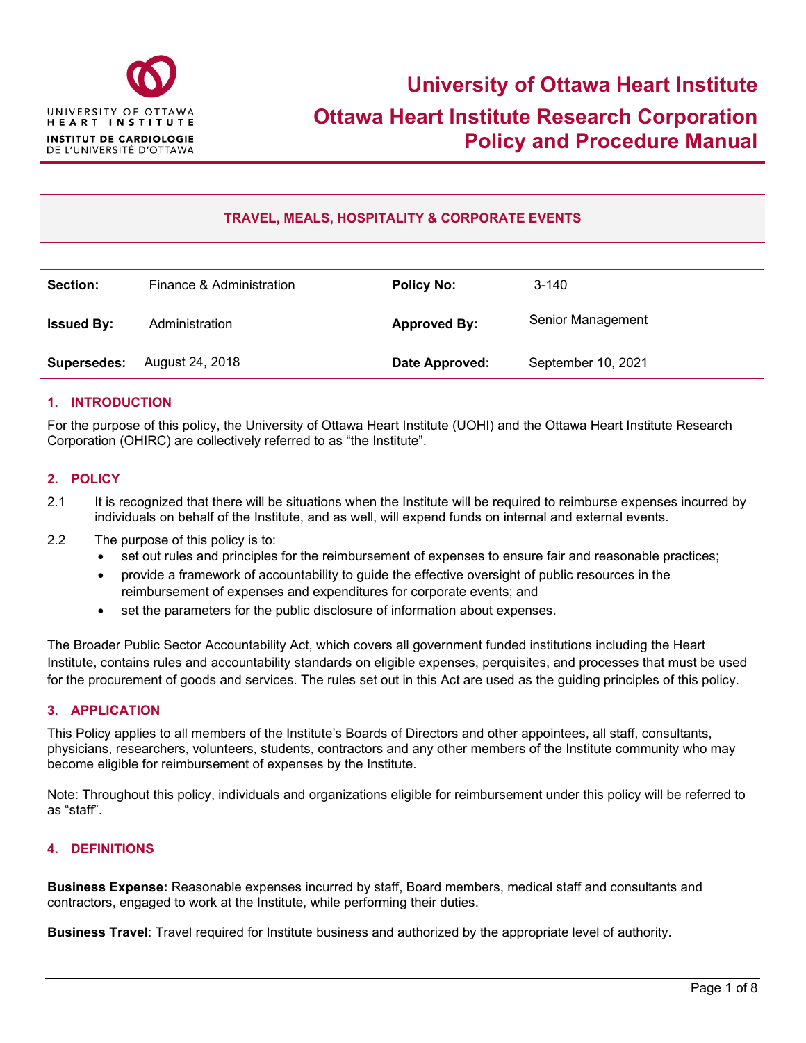# University of Ottawa Heart Institute

# Ottawa Heart Institute Research Corporation Policy and Procedure Manual

## TRAVEL, MEALS, HOSPITALITY & CORPORATE EVENTS

| | | | |
|---|---|---|---|
| **Section:** | Finance & Administration | **Policy No:** | 3-140 |
| **Issued By:** | Administration | **Approved By:** | Senior Management |
| **Supersedes:** | August 24, 2018 | **Date Approved:** | September 10, 2021 |

### 1. INTRODUCTION

For the purpose of this policy, the University of Ottawa Heart Institute (UOHI) and the Ottawa Heart Institute Research Corporation (OHIRC) are collectively referred to as "the Institute".

### 2. POLICY

2.1 It is recognized that there will be situations when the Institute will be required to reimburse expenses incurred by individuals on behalf of the Institute, and as well, will expend funds on internal and external events.

2.2 The purpose of this policy is to:

- set out rules and principles for the reimbursement of expenses to ensure fair and reasonable practices;
- provide a framework of accountability to guide the effective oversight of public resources in the reimbursement of expenses and expenditures for corporate events; and
- set the parameters for the public disclosure of information about expenses.

The Broader Public Sector Accountability Act, which covers all government funded institutions including the Heart Institute, contains rules and accountability standards on eligible expenses, perquisites, and processes that must be used for the procurement of goods and services. The rules set out in this Act are used as the guiding principles of this policy.

### 3. APPLICATION

This Policy applies to all members of the Institute's Boards of Directors and other appointees, all staff, consultants, physicians, researchers, volunteers, students, contractors and any other members of the Institute community who may become eligible for reimbursement of expenses by the Institute.

Note: Throughout this policy, individuals and organizations eligible for reimbursement under this policy will be referred to as "staff".

### 4. DEFINITIONS

**Business Expense:** Reasonable expenses incurred by staff, Board members, medical staff and consultants and contractors, engaged to work at the Institute, while performing their duties.

**Business Travel**: Travel required for Institute business and authorized by the appropriate level of authority.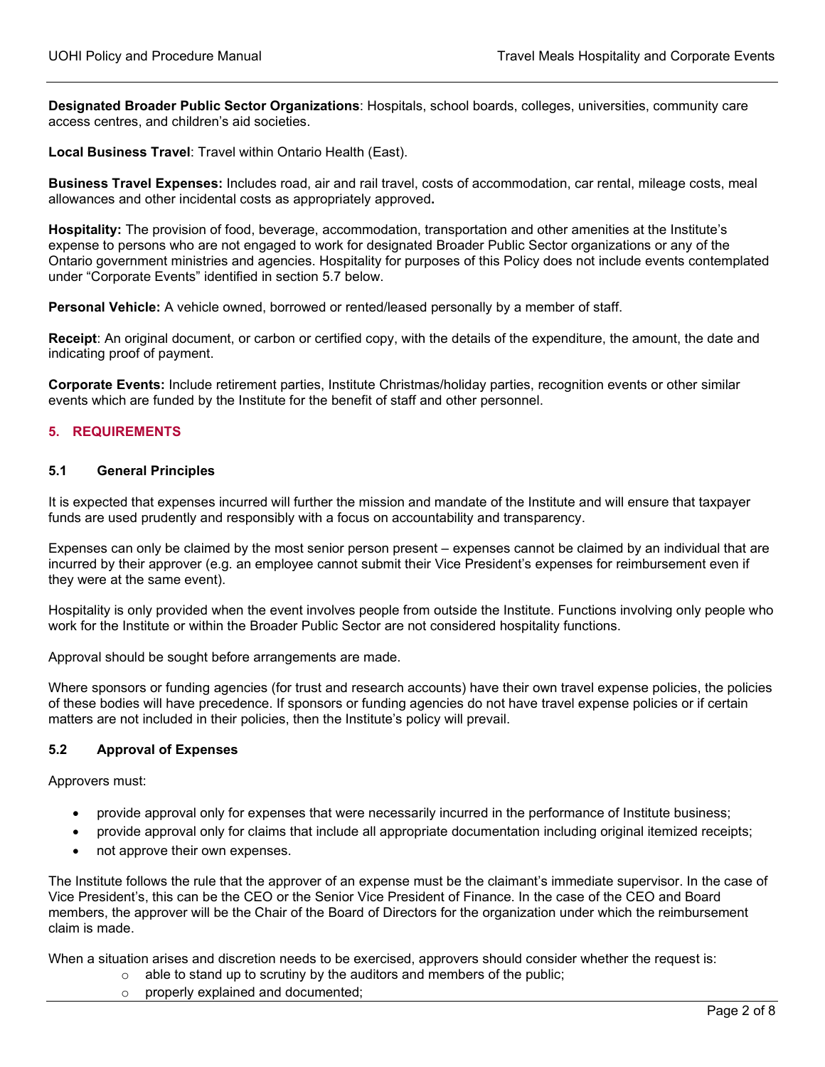**Designated Broader Public Sector Organizations**: Hospitals, school boards, colleges, universities, community care access centres, and children's aid societies.

**Local Business Travel**: Travel within Ontario Health (East).

**Business Travel Expenses:** Includes road, air and rail travel, costs of accommodation, car rental, mileage costs, meal allowances and other incidental costs as appropriately approved**.**

**Hospitality:** The provision of food, beverage, accommodation, transportation and other amenities at the Institute's expense to persons who are not engaged to work for designated Broader Public Sector organizations or any of the Ontario government ministries and agencies. Hospitality for purposes of this Policy does not include events contemplated under "Corporate Events" identified in section 5.7 below.

**Personal Vehicle:** A vehicle owned, borrowed or rented/leased personally by a member of staff.

**Receipt**: An original document, or carbon or certified copy, with the details of the expenditure, the amount, the date and indicating proof of payment.

**Corporate Events:** Include retirement parties, Institute Christmas/holiday parties, recognition events or other similar events which are funded by the Institute for the benefit of staff and other personnel.

## 5. REQUIREMENTS

### 5.1 General Principles

It is expected that expenses incurred will further the mission and mandate of the Institute and will ensure that taxpayer funds are used prudently and responsibly with a focus on accountability and transparency.

Expenses can only be claimed by the most senior person present – expenses cannot be claimed by an individual that are incurred by their approver (e.g. an employee cannot submit their Vice President's expenses for reimbursement even if they were at the same event).

Hospitality is only provided when the event involves people from outside the Institute. Functions involving only people who work for the Institute or within the Broader Public Sector are not considered hospitality functions.

Approval should be sought before arrangements are made.

Where sponsors or funding agencies (for trust and research accounts) have their own travel expense policies, the policies of these bodies will have precedence. If sponsors or funding agencies do not have travel expense policies or if certain matters are not included in their policies, then the Institute's policy will prevail.

### 5.2 Approval of Expenses

Approvers must:

- provide approval only for expenses that were necessarily incurred in the performance of Institute business;
- provide approval only for claims that include all appropriate documentation including original itemized receipts;
- not approve their own expenses.

The Institute follows the rule that the approver of an expense must be the claimant's immediate supervisor. In the case of Vice President's, this can be the CEO or the Senior Vice President of Finance. In the case of the CEO and Board members, the approver will be the Chair of the Board of Directors for the organization under which the reimbursement claim is made.

When a situation arises and discretion needs to be exercised, approvers should consider whether the request is:

- able to stand up to scrutiny by the auditors and members of the public;
- properly explained and documented;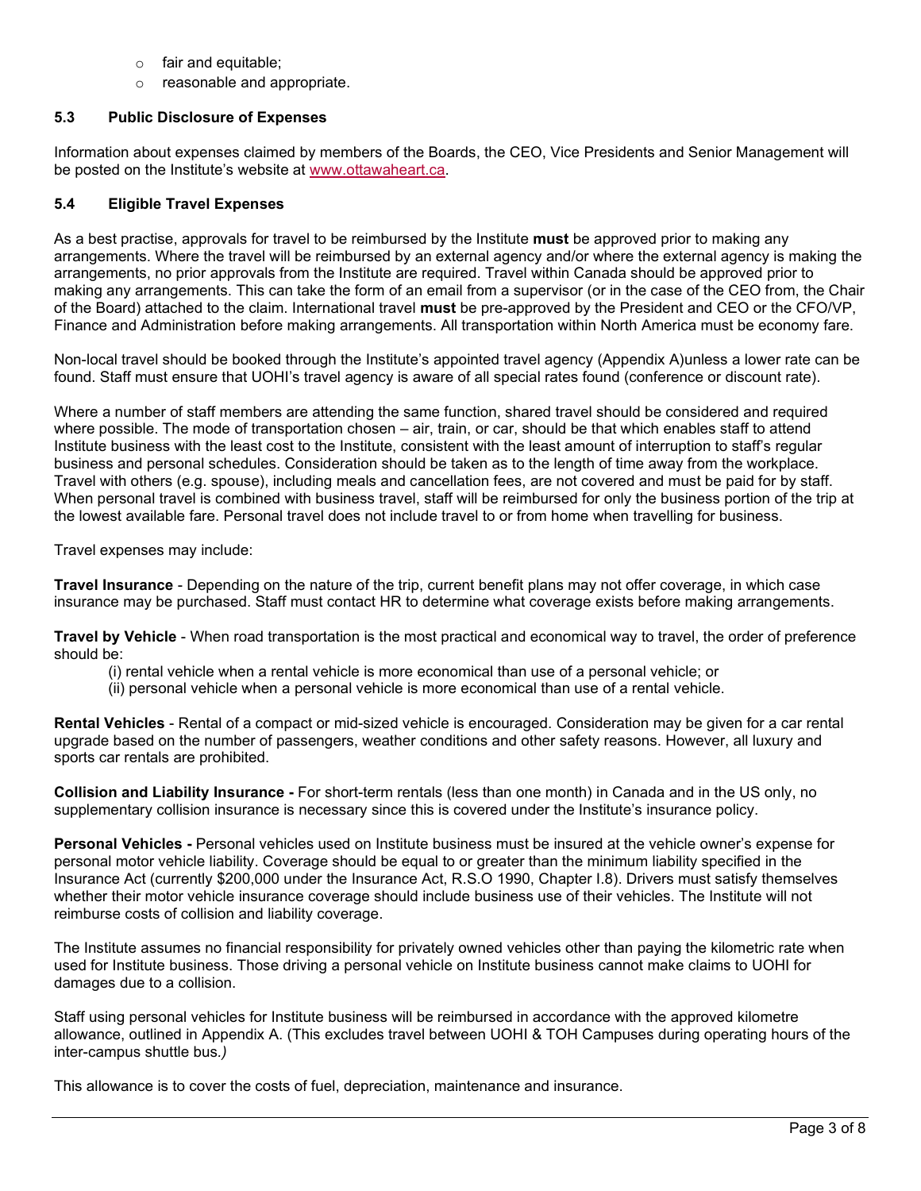- fair and equitable;
- reasonable and appropriate.

### 5.3 Public Disclosure of Expenses

Information about expenses claimed by members of the Boards, the CEO, Vice Presidents and Senior Management will be posted on the Institute's website at www.ottawaheart.ca.

### 5.4 Eligible Travel Expenses

As a best practise, approvals for travel to be reimbursed by the Institute **must** be approved prior to making any arrangements. Where the travel will be reimbursed by an external agency and/or where the external agency is making the arrangements, no prior approvals from the Institute are required. Travel within Canada should be approved prior to making any arrangements. This can take the form of an email from a supervisor (or in the case of the CEO from, the Chair of the Board) attached to the claim. International travel **must** be pre-approved by the President and CEO or the CFO/VP, Finance and Administration before making arrangements. All transportation within North America must be economy fare.

Non-local travel should be booked through the Institute's appointed travel agency (Appendix A)unless a lower rate can be found. Staff must ensure that UOHI's travel agency is aware of all special rates found (conference or discount rate).

Where a number of staff members are attending the same function, shared travel should be considered and required where possible. The mode of transportation chosen – air, train, or car, should be that which enables staff to attend Institute business with the least cost to the Institute, consistent with the least amount of interruption to staff's regular business and personal schedules. Consideration should be taken as to the length of time away from the workplace. Travel with others (e.g. spouse), including meals and cancellation fees, are not covered and must be paid for by staff. When personal travel is combined with business travel, staff will be reimbursed for only the business portion of the trip at the lowest available fare. Personal travel does not include travel to or from home when travelling for business.

Travel expenses may include:

**Travel Insurance** - Depending on the nature of the trip, current benefit plans may not offer coverage, in which case insurance may be purchased. Staff must contact HR to determine what coverage exists before making arrangements.

**Travel by Vehicle** - When road transportation is the most practical and economical way to travel, the order of preference should be:

(i) rental vehicle when a rental vehicle is more economical than use of a personal vehicle; or
(ii) personal vehicle when a personal vehicle is more economical than use of a rental vehicle.

**Rental Vehicles** - Rental of a compact or mid-sized vehicle is encouraged. Consideration may be given for a car rental upgrade based on the number of passengers, weather conditions and other safety reasons. However, all luxury and sports car rentals are prohibited.

**Collision and Liability Insurance -** For short-term rentals (less than one month) in Canada and in the US only, no supplementary collision insurance is necessary since this is covered under the Institute's insurance policy.

**Personal Vehicles -** Personal vehicles used on Institute business must be insured at the vehicle owner's expense for personal motor vehicle liability. Coverage should be equal to or greater than the minimum liability specified in the Insurance Act (currently $200,000 under the Insurance Act, R.S.O 1990, Chapter I.8). Drivers must satisfy themselves whether their motor vehicle insurance coverage should include business use of their vehicles. The Institute will not reimburse costs of collision and liability coverage.

The Institute assumes no financial responsibility for privately owned vehicles other than paying the kilometric rate when used for Institute business. Those driving a personal vehicle on Institute business cannot make claims to UOHI for damages due to a collision.

Staff using personal vehicles for Institute business will be reimbursed in accordance with the approved kilometre allowance, outlined in Appendix A. (This excludes travel between UOHI & TOH Campuses during operating hours of the inter-campus shuttle bus.*)*

This allowance is to cover the costs of fuel, depreciation, maintenance and insurance.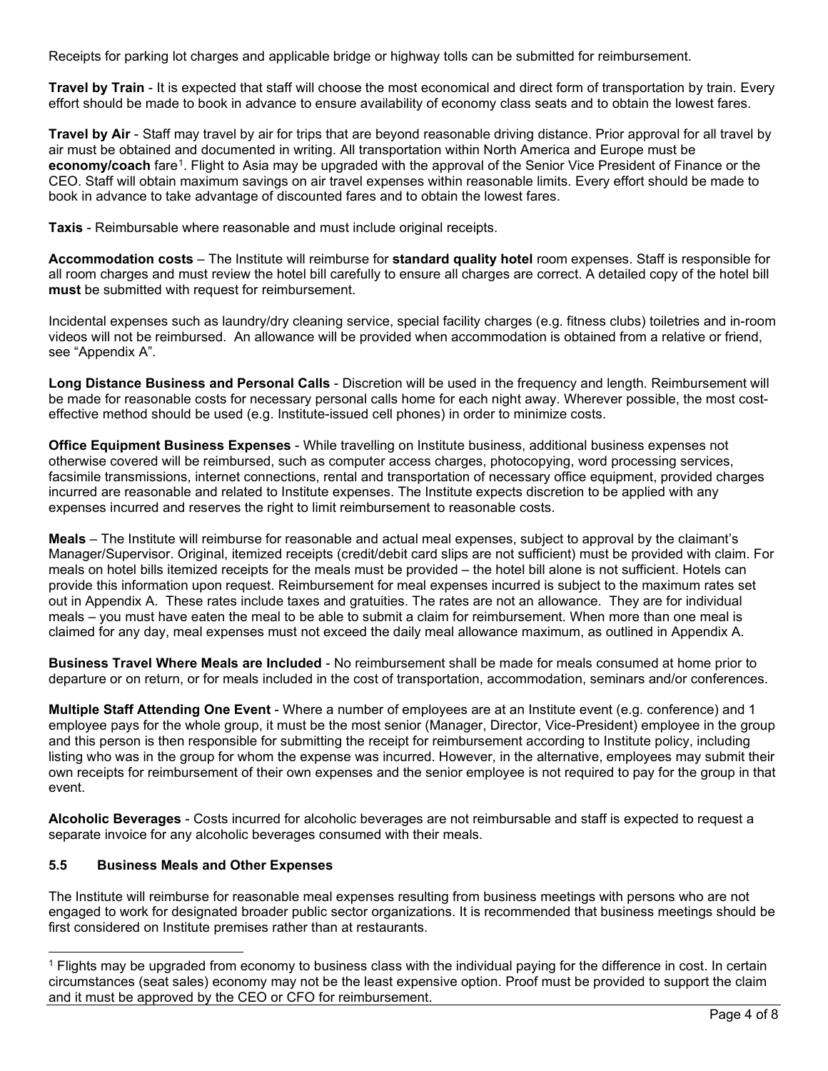Receipts for parking lot charges and applicable bridge or highway tolls can be submitted for reimbursement.

**Travel by Train** - It is expected that staff will choose the most economical and direct form of transportation by train. Every effort should be made to book in advance to ensure availability of economy class seats and to obtain the lowest fares.

**Travel by Air** - Staff may travel by air for trips that are beyond reasonable driving distance. Prior approval for all travel by air must be obtained and documented in writing. All transportation within North America and Europe must be **economy/coach** fare[1]. Flight to Asia may be upgraded with the approval of the Senior Vice President of Finance or the CEO. Staff will obtain maximum savings on air travel expenses within reasonable limits. Every effort should be made to book in advance to take advantage of discounted fares and to obtain the lowest fares.

**Taxis** - Reimbursable where reasonable and must include original receipts.

**Accommodation costs** – The Institute will reimburse for **standard quality hotel** room expenses. Staff is responsible for all room charges and must review the hotel bill carefully to ensure all charges are correct. A detailed copy of the hotel bill **must** be submitted with request for reimbursement.

Incidental expenses such as laundry/dry cleaning service, special facility charges (e.g. fitness clubs) toiletries and in-room videos will not be reimbursed. An allowance will be provided when accommodation is obtained from a relative or friend, see "Appendix A".

**Long Distance Business and Personal Calls** - Discretion will be used in the frequency and length. Reimbursement will be made for reasonable costs for necessary personal calls home for each night away. Wherever possible, the most cost-effective method should be used (e.g. Institute-issued cell phones) in order to minimize costs.

**Office Equipment Business Expenses** - While travelling on Institute business, additional business expenses not otherwise covered will be reimbursed, such as computer access charges, photocopying, word processing services, facsimile transmissions, internet connections, rental and transportation of necessary office equipment, provided charges incurred are reasonable and related to Institute expenses. The Institute expects discretion to be applied with any expenses incurred and reserves the right to limit reimbursement to reasonable costs.

**Meals** – The Institute will reimburse for reasonable and actual meal expenses, subject to approval by the claimant's Manager/Supervisor. Original, itemized receipts (credit/debit card slips are not sufficient) must be provided with claim. For meals on hotel bills itemized receipts for the meals must be provided – the hotel bill alone is not sufficient. Hotels can provide this information upon request. Reimbursement for meal expenses incurred is subject to the maximum rates set out in Appendix A. These rates include taxes and gratuities. The rates are not an allowance. They are for individual meals – you must have eaten the meal to be able to submit a claim for reimbursement. When more than one meal is claimed for any day, meal expenses must not exceed the daily meal allowance maximum, as outlined in Appendix A.

**Business Travel Where Meals are Included** - No reimbursement shall be made for meals consumed at home prior to departure or on return, or for meals included in the cost of transportation, accommodation, seminars and/or conferences.

**Multiple Staff Attending One Event** - Where a number of employees are at an Institute event (e.g. conference) and 1 employee pays for the whole group, it must be the most senior (Manager, Director, Vice-President) employee in the group and this person is then responsible for submitting the receipt for reimbursement according to Institute policy, including listing who was in the group for whom the expense was incurred. However, in the alternative, employees may submit their own receipts for reimbursement of their own expenses and the senior employee is not required to pay for the group in that event.

**Alcoholic Beverages** - Costs incurred for alcoholic beverages are not reimbursable and staff is expected to request a separate invoice for any alcoholic beverages consumed with their meals.

### 5.5 Business Meals and Other Expenses

The Institute will reimburse for reasonable meal expenses resulting from business meetings with persons who are not engaged to work for designated broader public sector organizations. It is recommended that business meetings should be first considered on Institute premises rather than at restaurants.

---

[1] Flights may be upgraded from economy to business class with the individual paying for the difference in cost. In certain circumstances (seat sales) economy may not be the least expensive option. Proof must be provided to support the claim and it must be approved by the CEO or CFO for reimbursement.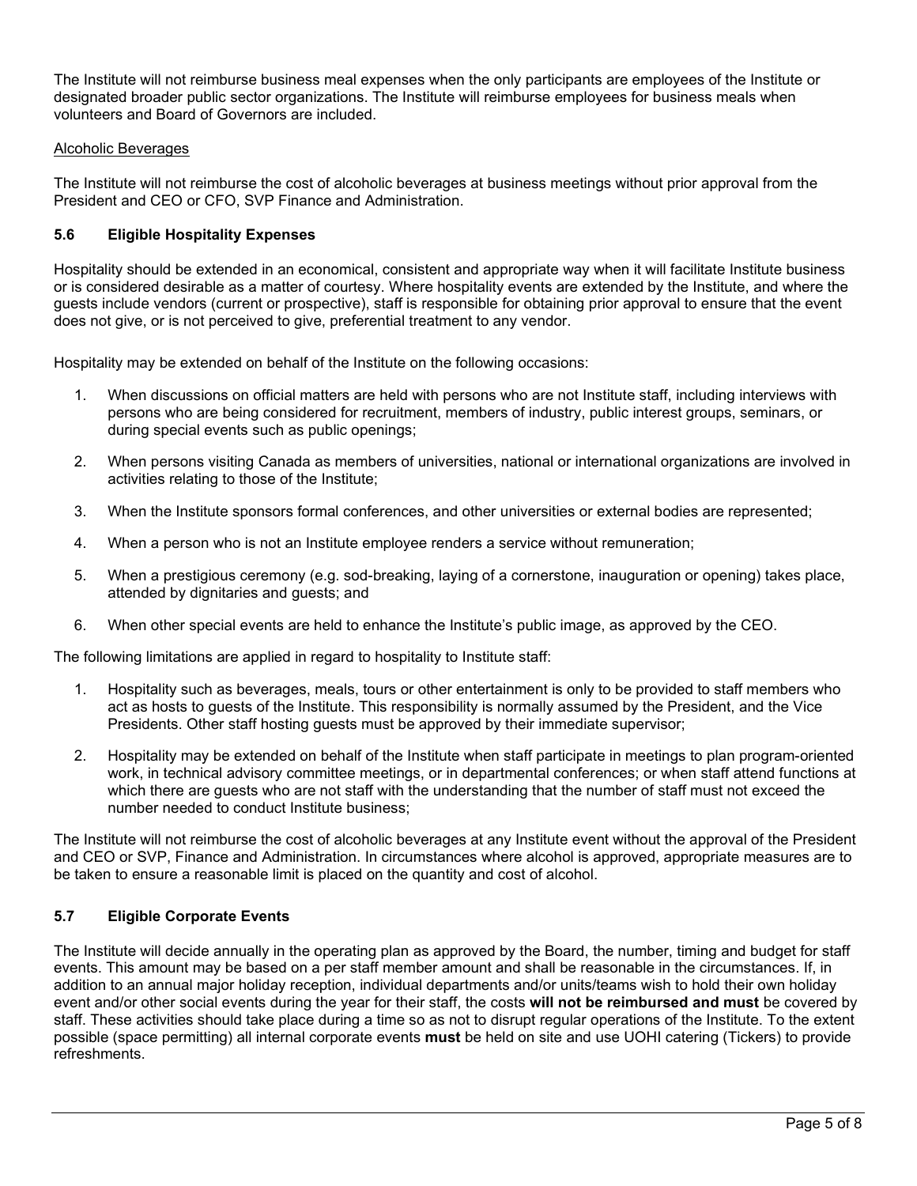The Institute will not reimburse business meal expenses when the only participants are employees of the Institute or designated broader public sector organizations. The Institute will reimburse employees for business meals when volunteers and Board of Governors are included.

Alcoholic Beverages

The Institute will not reimburse the cost of alcoholic beverages at business meetings without prior approval from the President and CEO or CFO, SVP Finance and Administration.

### 5.6 Eligible Hospitality Expenses

Hospitality should be extended in an economical, consistent and appropriate way when it will facilitate Institute business or is considered desirable as a matter of courtesy. Where hospitality events are extended by the Institute, and where the guests include vendors (current or prospective), staff is responsible for obtaining prior approval to ensure that the event does not give, or is not perceived to give, preferential treatment to any vendor.

Hospitality may be extended on behalf of the Institute on the following occasions:

1. When discussions on official matters are held with persons who are not Institute staff, including interviews with persons who are being considered for recruitment, members of industry, public interest groups, seminars, or during special events such as public openings;
2. When persons visiting Canada as members of universities, national or international organizations are involved in activities relating to those of the Institute;
3. When the Institute sponsors formal conferences, and other universities or external bodies are represented;
4. When a person who is not an Institute employee renders a service without remuneration;
5. When a prestigious ceremony (e.g. sod-breaking, laying of a cornerstone, inauguration or opening) takes place, attended by dignitaries and guests; and
6. When other special events are held to enhance the Institute's public image, as approved by the CEO.

The following limitations are applied in regard to hospitality to Institute staff:

1. Hospitality such as beverages, meals, tours or other entertainment is only to be provided to staff members who act as hosts to guests of the Institute. This responsibility is normally assumed by the President, and the Vice Presidents. Other staff hosting guests must be approved by their immediate supervisor;
2. Hospitality may be extended on behalf of the Institute when staff participate in meetings to plan program-oriented work, in technical advisory committee meetings, or in departmental conferences; or when staff attend functions at which there are guests who are not staff with the understanding that the number of staff must not exceed the number needed to conduct Institute business;

The Institute will not reimburse the cost of alcoholic beverages at any Institute event without the approval of the President and CEO or SVP, Finance and Administration. In circumstances where alcohol is approved, appropriate measures are to be taken to ensure a reasonable limit is placed on the quantity and cost of alcohol.

### 5.7 Eligible Corporate Events

The Institute will decide annually in the operating plan as approved by the Board, the number, timing and budget for staff events. This amount may be based on a per staff member amount and shall be reasonable in the circumstances. If, in addition to an annual major holiday reception, individual departments and/or units/teams wish to hold their own holiday event and/or other social events during the year for their staff, the costs **will not be reimbursed and must** be covered by staff. These activities should take place during a time so as not to disrupt regular operations of the Institute. To the extent possible (space permitting) all internal corporate events **must** be held on site and use UOHI catering (Tickers) to provide refreshments.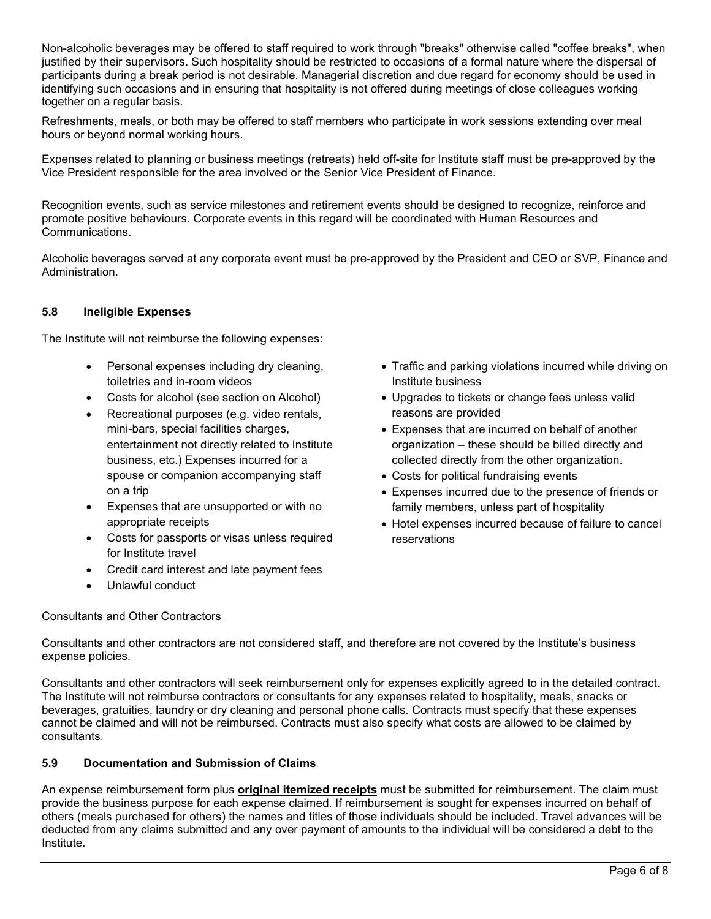Non-alcoholic beverages may be offered to staff required to work through "breaks" otherwise called "coffee breaks", when justified by their supervisors. Such hospitality should be restricted to occasions of a formal nature where the dispersal of participants during a break period is not desirable. Managerial discretion and due regard for economy should be used in identifying such occasions and in ensuring that hospitality is not offered during meetings of close colleagues working together on a regular basis.

Refreshments, meals, or both may be offered to staff members who participate in work sessions extending over meal hours or beyond normal working hours.

Expenses related to planning or business meetings (retreats) held off-site for Institute staff must be pre-approved by the Vice President responsible for the area involved or the Senior Vice President of Finance.

Recognition events, such as service milestones and retirement events should be designed to recognize, reinforce and promote positive behaviours. Corporate events in this regard will be coordinated with Human Resources and Communications.

Alcoholic beverages served at any corporate event must be pre-approved by the President and CEO or SVP, Finance and Administration.

### 5.8 Ineligible Expenses

The Institute will not reimburse the following expenses:

- Personal expenses including dry cleaning, toiletries and in-room videos
- Costs for alcohol (see section on Alcohol)
- Recreational purposes (e.g. video rentals, mini-bars, special facilities charges, entertainment not directly related to Institute business, etc.) Expenses incurred for a spouse or companion accompanying staff on a trip
- Expenses that are unsupported or with no appropriate receipts
- Costs for passports or visas unless required for Institute travel
- Credit card interest and late payment fees
- Unlawful conduct
- Traffic and parking violations incurred while driving on Institute business
- Upgrades to tickets or change fees unless valid reasons are provided
- Expenses that are incurred on behalf of another organization – these should be billed directly and collected directly from the other organization.
- Costs for political fundraising events
- Expenses incurred due to the presence of friends or family members, unless part of hospitality
- Hotel expenses incurred because of failure to cancel reservations

<u>Consultants and Other Contractors</u>

Consultants and other contractors are not considered staff, and therefore are not covered by the Institute's business expense policies.

Consultants and other contractors will seek reimbursement only for expenses explicitly agreed to in the detailed contract. The Institute will not reimburse contractors or consultants for any expenses related to hospitality, meals, snacks or beverages, gratuities, laundry or dry cleaning and personal phone calls. Contracts must specify that these expenses cannot be claimed and will not be reimbursed. Contracts must also specify what costs are allowed to be claimed by consultants.

### 5.9 Documentation and Submission of Claims

An expense reimbursement form plus **<u>original itemized receipts</u>** must be submitted for reimbursement. The claim must provide the business purpose for each expense claimed. If reimbursement is sought for expenses incurred on behalf of others (meals purchased for others) the names and titles of those individuals should be included. Travel advances will be deducted from any claims submitted and any over payment of amounts to the individual will be considered a debt to the Institute.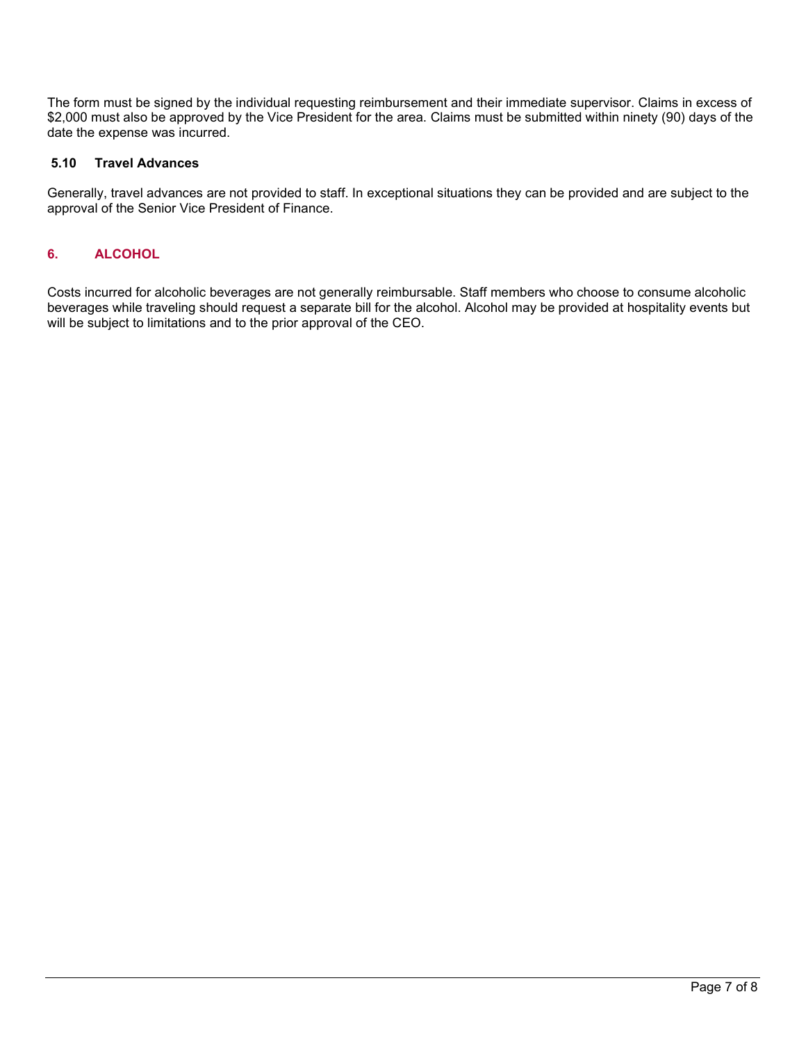The form must be signed by the individual requesting reimbursement and their immediate supervisor. Claims in excess of $2,000 must also be approved by the Vice President for the area. Claims must be submitted within ninety (90) days of the date the expense was incurred.

### 5.10 Travel Advances

Generally, travel advances are not provided to staff. In exceptional situations they can be provided and are subject to the approval of the Senior Vice President of Finance.

## 6. ALCOHOL

Costs incurred for alcoholic beverages are not generally reimbursable. Staff members who choose to consume alcoholic beverages while traveling should request a separate bill for the alcohol. Alcohol may be provided at hospitality events but will be subject to limitations and to the prior approval of the CEO.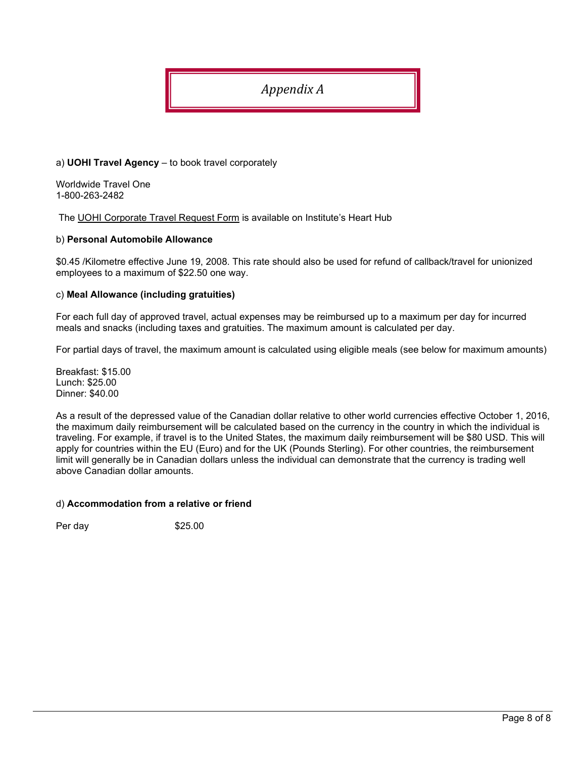# *Appendix A*

a) **UOHI Travel Agency** – to book travel corporately

Worldwide Travel One
1-800-263-2482

The UOHI Corporate Travel Request Form is available on Institute's Heart Hub

b) **Personal Automobile Allowance**

$0.45 /Kilometre effective June 19, 2008. This rate should also be used for refund of callback/travel for unionized employees to a maximum of $22.50 one way.

c) **Meal Allowance (including gratuities)**

For each full day of approved travel, actual expenses may be reimbursed up to a maximum per day for incurred meals and snacks (including taxes and gratuities. The maximum amount is calculated per day.

For partial days of travel, the maximum amount is calculated using eligible meals (see below for maximum amounts)

Breakfast: $15.00
Lunch: $25.00
Dinner: $40.00

As a result of the depressed value of the Canadian dollar relative to other world currencies effective October 1, 2016, the maximum daily reimbursement will be calculated based on the currency in the country in which the individual is traveling. For example, if travel is to the United States, the maximum daily reimbursement will be $80 USD. This will apply for countries within the EU (Euro) and for the UK (Pounds Sterling). For other countries, the reimbursement limit will generally be in Canadian dollars unless the individual can demonstrate that the currency is trading well above Canadian dollar amounts.

d) **Accommodation from a relative or friend**

Per day $25.00